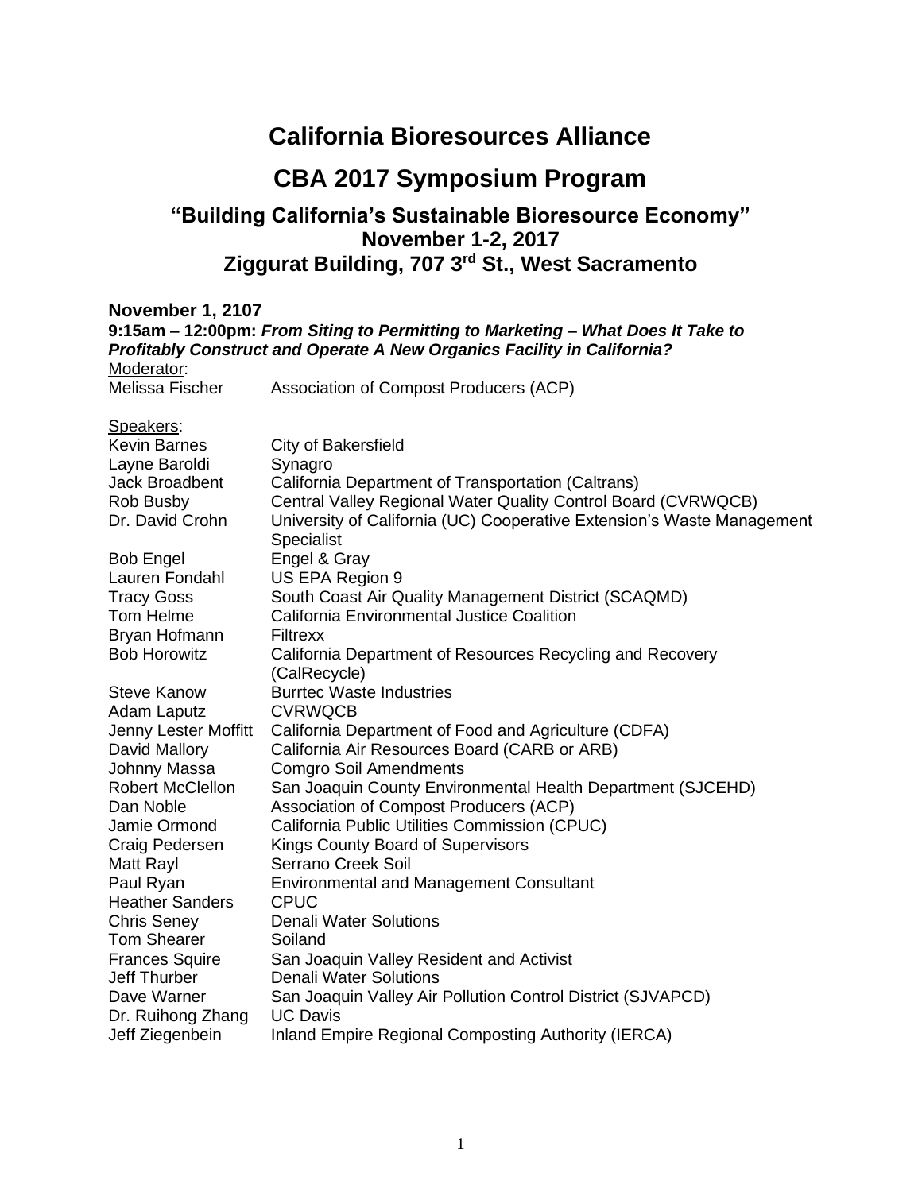# California Bioresources Alliance

# CBA 2017 Symposium Program

## "Building California's Sustainable Bioresource Economy" November 1-2, 2017 Ziggurat Building, 707 3rd St., West Sacramento

**November 1, 2107**

**9:15am – 12:00pm:** ***From Siting to Permitting to Marketing – What Does It Take to Profitably Construct and Operate A New Organics Facility in California?***

Moderator:

| | |
|---|---|
| Melissa Fischer | Association of Compost Producers (ACP) |

Speakers:

| | |
|---|---|
| Kevin Barnes | City of Bakersfield |
| Layne Baroldi | Synagro |
| Jack Broadbent | California Department of Transportation (Caltrans) |
| Rob Busby | Central Valley Regional Water Quality Control Board (CVRWQCB) |
| Dr. David Crohn | University of California (UC) Cooperative Extension's Waste Management Specialist |
| Bob Engel | Engel & Gray |
| Lauren Fondahl | US EPA Region 9 |
| Tracy Goss | South Coast Air Quality Management District (SCAQMD) |
| Tom Helme | California Environmental Justice Coalition |
| Bryan Hofmann | Filtrexx |
| Bob Horowitz | California Department of Resources Recycling and Recovery (CalRecycle) |
| Steve Kanow | Burrtec Waste Industries |
| Adam Laputz | CVRWQCB |
| Jenny Lester Moffitt | California Department of Food and Agriculture (CDFA) |
| David Mallory | California Air Resources Board (CARB or ARB) |
| Johnny Massa | Comgro Soil Amendments |
| Robert McClellon | San Joaquin County Environmental Health Department (SJCEHD) |
| Dan Noble | Association of Compost Producers (ACP) |
| Jamie Ormond | California Public Utilities Commission (CPUC) |
| Craig Pedersen | Kings County Board of Supervisors |
| Matt Rayl | Serrano Creek Soil |
| Paul Ryan | Environmental and Management Consultant |
| Heather Sanders | CPUC |
| Chris Seney | Denali Water Solutions |
| Tom Shearer | Soiland |
| Frances Squire | San Joaquin Valley Resident and Activist |
| Jeff Thurber | Denali Water Solutions |
| Dave Warner | San Joaquin Valley Air Pollution Control District (SJVAPCD) |
| Dr. Ruihong Zhang | UC Davis |
| Jeff Ziegenbein | Inland Empire Regional Composting Authority (IERCA) |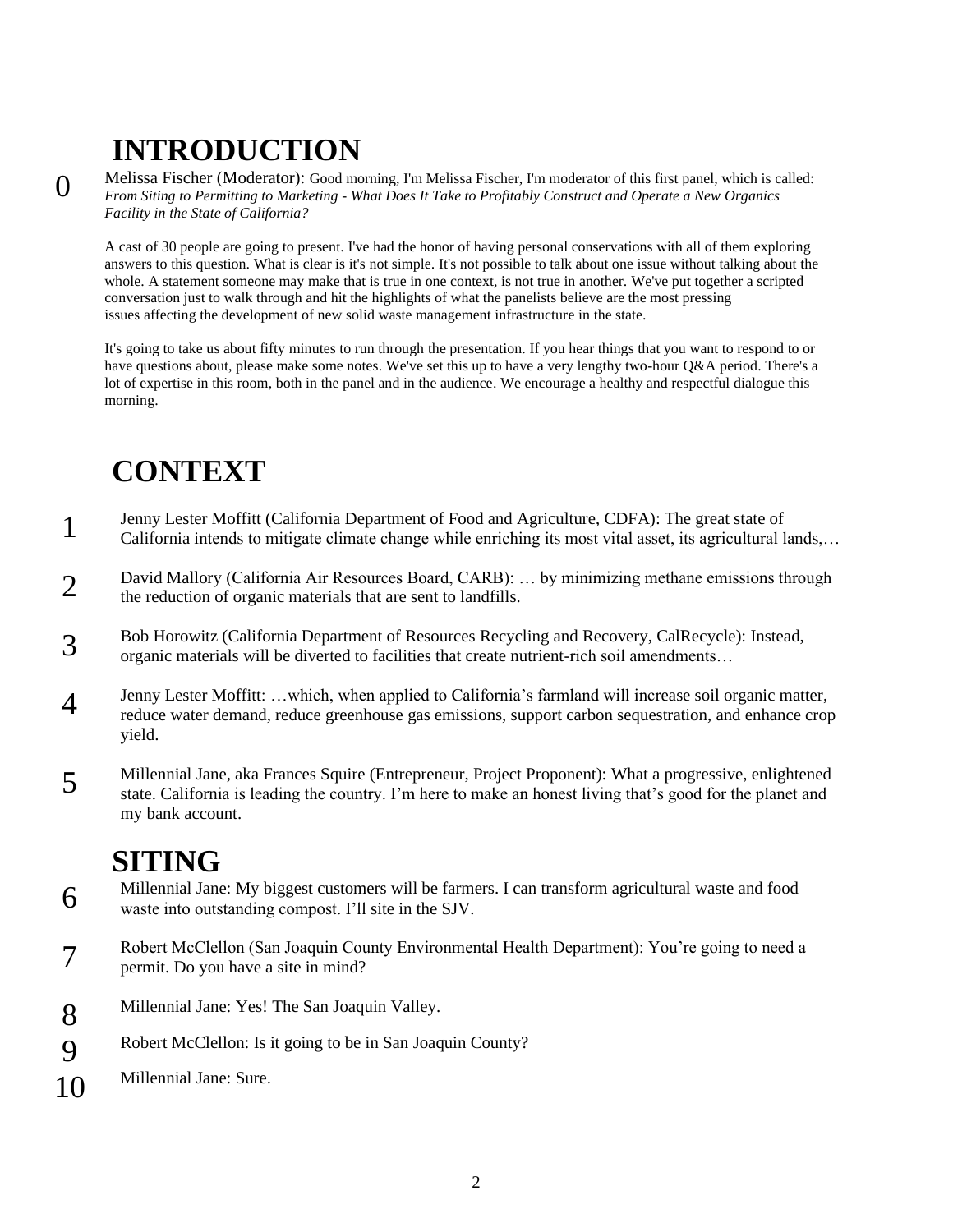# INTRODUCTION

0 Melissa Fischer (Moderator): Good morning, I'm Melissa Fischer, I'm moderator of this first panel, which is called: *From Siting to Permitting to Marketing - What Does It Take to Profitably Construct and Operate a New Organics Facility in the State of California?*

A cast of 30 people are going to present. I've had the honor of having personal conservations with all of them exploring answers to this question. What is clear is it's not simple. It's not possible to talk about one issue without talking about the whole. A statement someone may make that is true in one context, is not true in another. We've put together a scripted conversation just to walk through and hit the highlights of what the panelists believe are the most pressing issues affecting the development of new solid waste management infrastructure in the state.

It's going to take us about fifty minutes to run through the presentation. If you hear things that you want to respond to or have questions about, please make some notes. We've set this up to have a very lengthy two-hour Q&A period. There's a lot of expertise in this room, both in the panel and in the audience. We encourage a healthy and respectful dialogue this morning.

# CONTEXT

1 Jenny Lester Moffitt (California Department of Food and Agriculture, CDFA): The great state of California intends to mitigate climate change while enriching its most vital asset, its agricultural lands,…

2 David Mallory (California Air Resources Board, CARB): … by minimizing methane emissions through the reduction of organic materials that are sent to landfills.

3 Bob Horowitz (California Department of Resources Recycling and Recovery, CalRecycle): Instead, organic materials will be diverted to facilities that create nutrient-rich soil amendments…

4 Jenny Lester Moffitt: …which, when applied to California's farmland will increase soil organic matter, reduce water demand, reduce greenhouse gas emissions, support carbon sequestration, and enhance crop yield.

5 Millennial Jane, aka Frances Squire (Entrepreneur, Project Proponent): What a progressive, enlightened state. California is leading the country. I'm here to make an honest living that's good for the planet and my bank account.

# SITING

6 Millennial Jane: My biggest customers will be farmers. I can transform agricultural waste and food waste into outstanding compost. I'll site in the SJV.

7 Robert McClellon (San Joaquin County Environmental Health Department): You're going to need a permit. Do you have a site in mind?

8 Millennial Jane: Yes! The San Joaquin Valley.

9 Robert McClellon: Is it going to be in San Joaquin County?

10 Millennial Jane: Sure.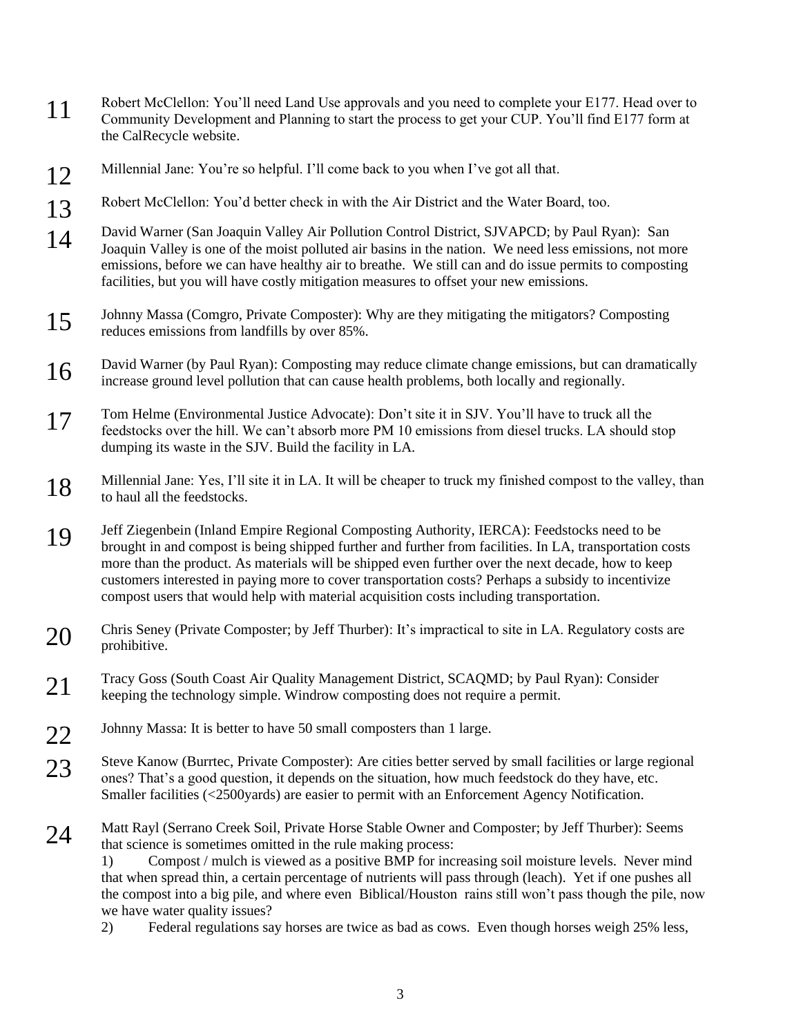11 Robert McClellon: You'll need Land Use approvals and you need to complete your E177. Head over to Community Development and Planning to start the process to get your CUP. You'll find E177 form at the CalRecycle website.

12 Millennial Jane: You're so helpful. I'll come back to you when I've got all that.

13 Robert McClellon: You'd better check in with the Air District and the Water Board, too.

14 David Warner (San Joaquin Valley Air Pollution Control District, SJVAPCD; by Paul Ryan): San Joaquin Valley is one of the moist polluted air basins in the nation. We need less emissions, not more emissions, before we can have healthy air to breathe. We still can and do issue permits to composting facilities, but you will have costly mitigation measures to offset your new emissions.

15 Johnny Massa (Comgro, Private Composter): Why are they mitigating the mitigators? Composting reduces emissions from landfills by over 85%.

16 David Warner (by Paul Ryan): Composting may reduce climate change emissions, but can dramatically increase ground level pollution that can cause health problems, both locally and regionally.

17 Tom Helme (Environmental Justice Advocate): Don't site it in SJV. You'll have to truck all the feedstocks over the hill. We can't absorb more PM 10 emissions from diesel trucks. LA should stop dumping its waste in the SJV. Build the facility in LA.

18 Millennial Jane: Yes, I'll site it in LA. It will be cheaper to truck my finished compost to the valley, than to haul all the feedstocks.

19 Jeff Ziegenbein (Inland Empire Regional Composting Authority, IERCA): Feedstocks need to be brought in and compost is being shipped further and further from facilities. In LA, transportation costs more than the product. As materials will be shipped even further over the next decade, how to keep customers interested in paying more to cover transportation costs? Perhaps a subsidy to incentivize compost users that would help with material acquisition costs including transportation.

20 Chris Seney (Private Composter; by Jeff Thurber): It's impractical to site in LA. Regulatory costs are prohibitive.

21 Tracy Goss (South Coast Air Quality Management District, SCAQMD; by Paul Ryan): Consider keeping the technology simple. Windrow composting does not require a permit.

22 Johnny Massa: It is better to have 50 small composters than 1 large.

23 Steve Kanow (Burrtec, Private Composter): Are cities better served by small facilities or large regional ones? That's a good question, it depends on the situation, how much feedstock do they have, etc. Smaller facilities (<2500yards) are easier to permit with an Enforcement Agency Notification.

24 Matt Rayl (Serrano Creek Soil, Private Horse Stable Owner and Composter; by Jeff Thurber): Seems that science is sometimes omitted in the rule making process:

1) Compost / mulch is viewed as a positive BMP for increasing soil moisture levels. Never mind that when spread thin, a certain percentage of nutrients will pass through (leach). Yet if one pushes all the compost into a big pile, and where even Biblical/Houston rains still won't pass though the pile, now we have water quality issues?

2) Federal regulations say horses are twice as bad as cows. Even though horses weigh 25% less,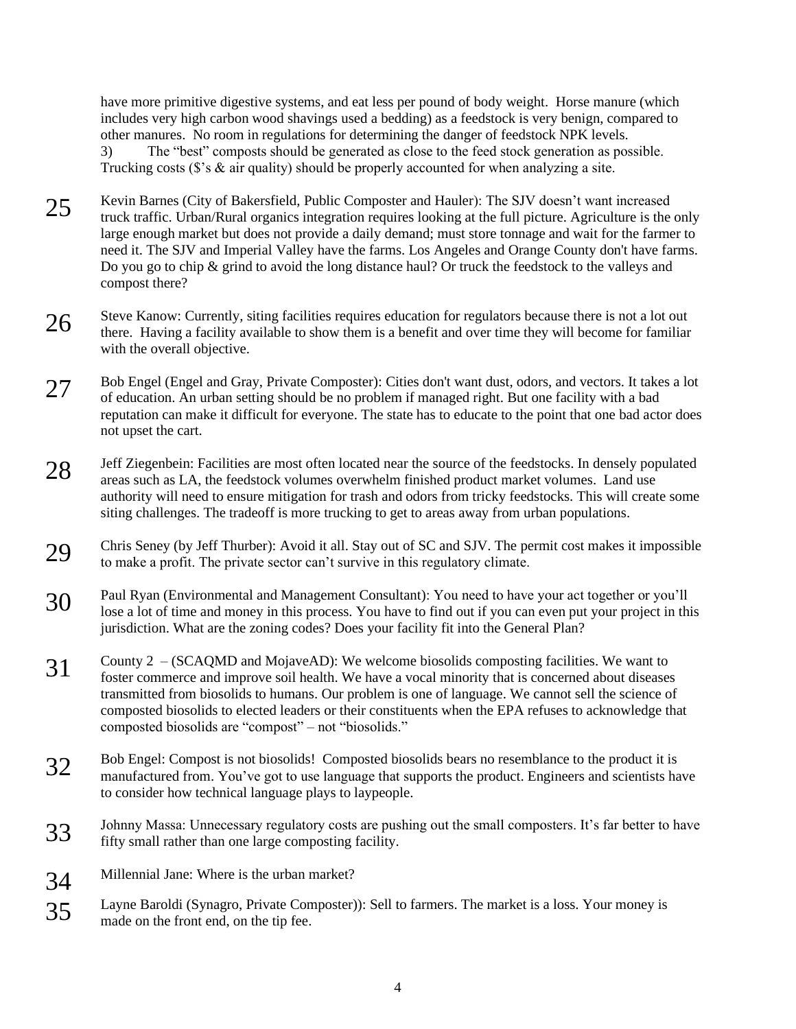have more primitive digestive systems, and eat less per pound of body weight. Horse manure (which includes very high carbon wood shavings used a bedding) as a feedstock is very benign, compared to other manures. No room in regulations for determining the danger of feedstock NPK levels.

3) The "best" composts should be generated as close to the feed stock generation as possible. Trucking costs ($'s & air quality) should be properly accounted for when analyzing a site.

25 Kevin Barnes (City of Bakersfield, Public Composter and Hauler): The SJV doesn't want increased truck traffic. Urban/Rural organics integration requires looking at the full picture. Agriculture is the only large enough market but does not provide a daily demand; must store tonnage and wait for the farmer to need it. The SJV and Imperial Valley have the farms. Los Angeles and Orange County don't have farms. Do you go to chip & grind to avoid the long distance haul? Or truck the feedstock to the valleys and compost there?

26 Steve Kanow: Currently, siting facilities requires education for regulators because there is not a lot out there. Having a facility available to show them is a benefit and over time they will become for familiar with the overall objective.

27 Bob Engel (Engel and Gray, Private Composter): Cities don't want dust, odors, and vectors. It takes a lot of education. An urban setting should be no problem if managed right. But one facility with a bad reputation can make it difficult for everyone. The state has to educate to the point that one bad actor does not upset the cart.

28 Jeff Ziegenbein: Facilities are most often located near the source of the feedstocks. In densely populated areas such as LA, the feedstock volumes overwhelm finished product market volumes. Land use authority will need to ensure mitigation for trash and odors from tricky feedstocks. This will create some siting challenges. The tradeoff is more trucking to get to areas away from urban populations.

29 Chris Seney (by Jeff Thurber): Avoid it all. Stay out of SC and SJV. The permit cost makes it impossible to make a profit. The private sector can't survive in this regulatory climate.

30 Paul Ryan (Environmental and Management Consultant): You need to have your act together or you'll lose a lot of time and money in this process. You have to find out if you can even put your project in this jurisdiction. What are the zoning codes? Does your facility fit into the General Plan?

31 County 2 – (SCAQMD and MojaveAD): We welcome biosolids composting facilities. We want to foster commerce and improve soil health. We have a vocal minority that is concerned about diseases transmitted from biosolids to humans. Our problem is one of language. We cannot sell the science of composted biosolids to elected leaders or their constituents when the EPA refuses to acknowledge that composted biosolids are "compost" – not "biosolids."

32 Bob Engel: Compost is not biosolids! Composted biosolids bears no resemblance to the product it is manufactured from. You've got to use language that supports the product. Engineers and scientists have to consider how technical language plays to laypeople.

33 Johnny Massa: Unnecessary regulatory costs are pushing out the small composters. It's far better to have fifty small rather than one large composting facility.

34 Millennial Jane: Where is the urban market?

35 Layne Baroldi (Synagro, Private Composter)): Sell to farmers. The market is a loss. Your money is made on the front end, on the tip fee.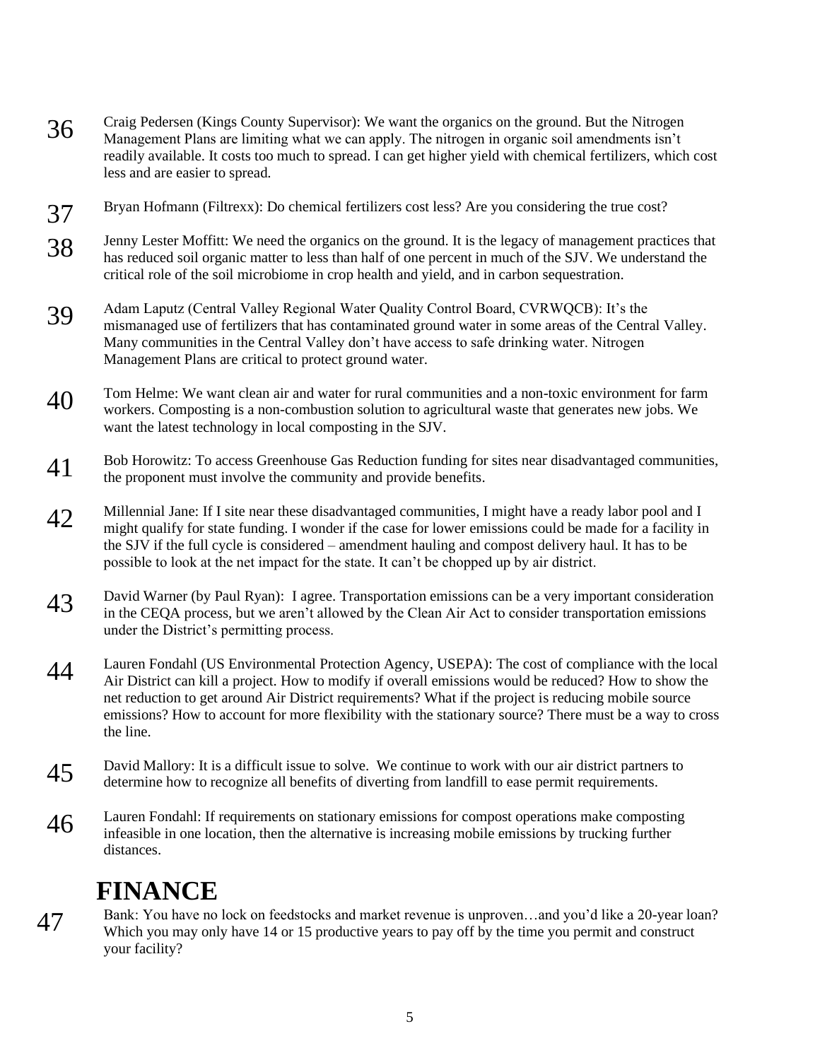36 Craig Pedersen (Kings County Supervisor): We want the organics on the ground. But the Nitrogen Management Plans are limiting what we can apply. The nitrogen in organic soil amendments isn't readily available. It costs too much to spread. I can get higher yield with chemical fertilizers, which cost less and are easier to spread.

37 Bryan Hofmann (Filtrexx): Do chemical fertilizers cost less? Are you considering the true cost?

38 Jenny Lester Moffitt: We need the organics on the ground. It is the legacy of management practices that has reduced soil organic matter to less than half of one percent in much of the SJV. We understand the critical role of the soil microbiome in crop health and yield, and in carbon sequestration.

39 Adam Laputz (Central Valley Regional Water Quality Control Board, CVRWQCB): It's the mismanaged use of fertilizers that has contaminated ground water in some areas of the Central Valley. Many communities in the Central Valley don't have access to safe drinking water. Nitrogen Management Plans are critical to protect ground water.

40 Tom Helme: We want clean air and water for rural communities and a non-toxic environment for farm workers. Composting is a non-combustion solution to agricultural waste that generates new jobs. We want the latest technology in local composting in the SJV.

41 Bob Horowitz: To access Greenhouse Gas Reduction funding for sites near disadvantaged communities, the proponent must involve the community and provide benefits.

42 Millennial Jane: If I site near these disadvantaged communities, I might have a ready labor pool and I might qualify for state funding. I wonder if the case for lower emissions could be made for a facility in the SJV if the full cycle is considered – amendment hauling and compost delivery haul. It has to be possible to look at the net impact for the state. It can't be chopped up by air district.

43 David Warner (by Paul Ryan): I agree. Transportation emissions can be a very important consideration in the CEQA process, but we aren't allowed by the Clean Air Act to consider transportation emissions under the District's permitting process.

44 Lauren Fondahl (US Environmental Protection Agency, USEPA): The cost of compliance with the local Air District can kill a project. How to modify if overall emissions would be reduced? How to show the net reduction to get around Air District requirements? What if the project is reducing mobile source emissions? How to account for more flexibility with the stationary source? There must be a way to cross the line.

45 David Mallory: It is a difficult issue to solve. We continue to work with our air district partners to determine how to recognize all benefits of diverting from landfill to ease permit requirements.

46 Lauren Fondahl: If requirements on stationary emissions for compost operations make composting infeasible in one location, then the alternative is increasing mobile emissions by trucking further distances.

# FINANCE

47 Bank: You have no lock on feedstocks and market revenue is unproven…and you'd like a 20-year loan? Which you may only have 14 or 15 productive years to pay off by the time you permit and construct your facility?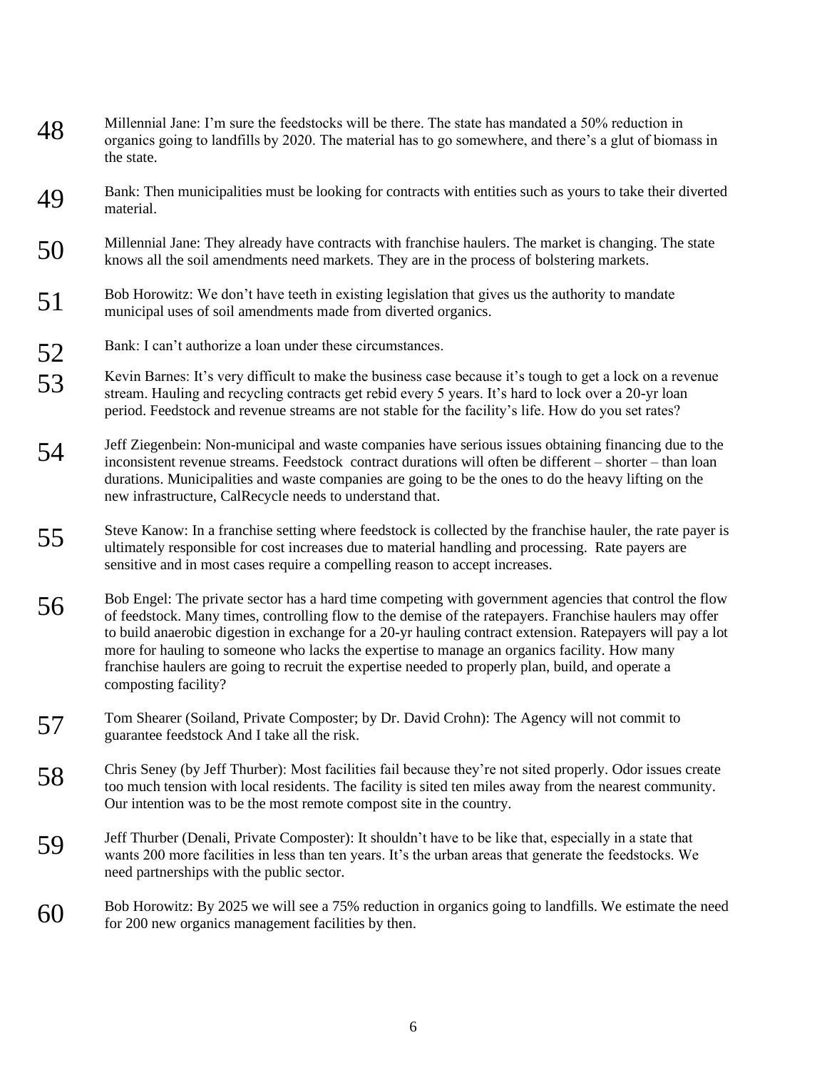48 Millennial Jane: I'm sure the feedstocks will be there. The state has mandated a 50% reduction in organics going to landfills by 2020. The material has to go somewhere, and there's a glut of biomass in the state.

49 Bank: Then municipalities must be looking for contracts with entities such as yours to take their diverted material.

50 Millennial Jane: They already have contracts with franchise haulers. The market is changing. The state knows all the soil amendments need markets. They are in the process of bolstering markets.

51 Bob Horowitz: We don't have teeth in existing legislation that gives us the authority to mandate municipal uses of soil amendments made from diverted organics.

52 Bank: I can't authorize a loan under these circumstances.

53 Kevin Barnes: It's very difficult to make the business case because it's tough to get a lock on a revenue stream. Hauling and recycling contracts get rebid every 5 years. It's hard to lock over a 20-yr loan period. Feedstock and revenue streams are not stable for the facility's life. How do you set rates?

54 Jeff Ziegenbein: Non-municipal and waste companies have serious issues obtaining financing due to the inconsistent revenue streams. Feedstock contract durations will often be different – shorter – than loan durations. Municipalities and waste companies are going to be the ones to do the heavy lifting on the new infrastructure, CalRecycle needs to understand that.

55 Steve Kanow: In a franchise setting where feedstock is collected by the franchise hauler, the rate payer is ultimately responsible for cost increases due to material handling and processing. Rate payers are sensitive and in most cases require a compelling reason to accept increases.

56 Bob Engel: The private sector has a hard time competing with government agencies that control the flow of feedstock. Many times, controlling flow to the demise of the ratepayers. Franchise haulers may offer to build anaerobic digestion in exchange for a 20-yr hauling contract extension. Ratepayers will pay a lot more for hauling to someone who lacks the expertise to manage an organics facility. How many franchise haulers are going to recruit the expertise needed to properly plan, build, and operate a composting facility?

57 Tom Shearer (Soiland, Private Composter; by Dr. David Crohn): The Agency will not commit to guarantee feedstock And I take all the risk.

58 Chris Seney (by Jeff Thurber): Most facilities fail because they're not sited properly. Odor issues create too much tension with local residents. The facility is sited ten miles away from the nearest community. Our intention was to be the most remote compost site in the country.

59 Jeff Thurber (Denali, Private Composter): It shouldn't have to be like that, especially in a state that wants 200 more facilities in less than ten years. It's the urban areas that generate the feedstocks. We need partnerships with the public sector.

60 Bob Horowitz: By 2025 we will see a 75% reduction in organics going to landfills. We estimate the need for 200 new organics management facilities by then.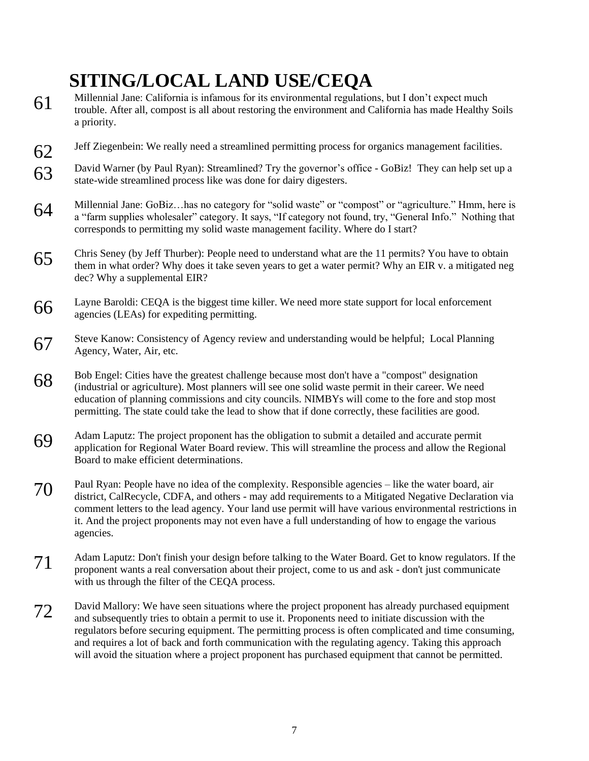# SITING/LOCAL LAND USE/CEQA

61 Millennial Jane: California is infamous for its environmental regulations, but I don't expect much trouble. After all, compost is all about restoring the environment and California has made Healthy Soils a priority.

62 Jeff Ziegenbein: We really need a streamlined permitting process for organics management facilities.

63 David Warner (by Paul Ryan): Streamlined? Try the governor's office - GoBiz! They can help set up a state-wide streamlined process like was done for dairy digesters.

64 Millennial Jane: GoBiz…has no category for "solid waste" or "compost" or "agriculture." Hmm, here is a "farm supplies wholesaler" category. It says, "If category not found, try, "General Info." Nothing that corresponds to permitting my solid waste management facility. Where do I start?

65 Chris Seney (by Jeff Thurber): People need to understand what are the 11 permits? You have to obtain them in what order? Why does it take seven years to get a water permit? Why an EIR v. a mitigated neg dec? Why a supplemental EIR?

66 Layne Baroldi: CEQA is the biggest time killer. We need more state support for local enforcement agencies (LEAs) for expediting permitting.

67 Steve Kanow: Consistency of Agency review and understanding would be helpful; Local Planning Agency, Water, Air, etc.

68 Bob Engel: Cities have the greatest challenge because most don't have a "compost" designation (industrial or agriculture). Most planners will see one solid waste permit in their career. We need education of planning commissions and city councils. NIMBYs will come to the fore and stop most permitting. The state could take the lead to show that if done correctly, these facilities are good.

69 Adam Laputz: The project proponent has the obligation to submit a detailed and accurate permit application for Regional Water Board review. This will streamline the process and allow the Regional Board to make efficient determinations.

70 Paul Ryan: People have no idea of the complexity. Responsible agencies – like the water board, air district, CalRecycle, CDFA, and others - may add requirements to a Mitigated Negative Declaration via comment letters to the lead agency. Your land use permit will have various environmental restrictions in it. And the project proponents may not even have a full understanding of how to engage the various agencies.

71 Adam Laputz: Don't finish your design before talking to the Water Board. Get to know regulators. If the proponent wants a real conversation about their project, come to us and ask - don't just communicate with us through the filter of the CEQA process.

72 David Mallory: We have seen situations where the project proponent has already purchased equipment and subsequently tries to obtain a permit to use it. Proponents need to initiate discussion with the regulators before securing equipment. The permitting process is often complicated and time consuming, and requires a lot of back and forth communication with the regulating agency. Taking this approach will avoid the situation where a project proponent has purchased equipment that cannot be permitted.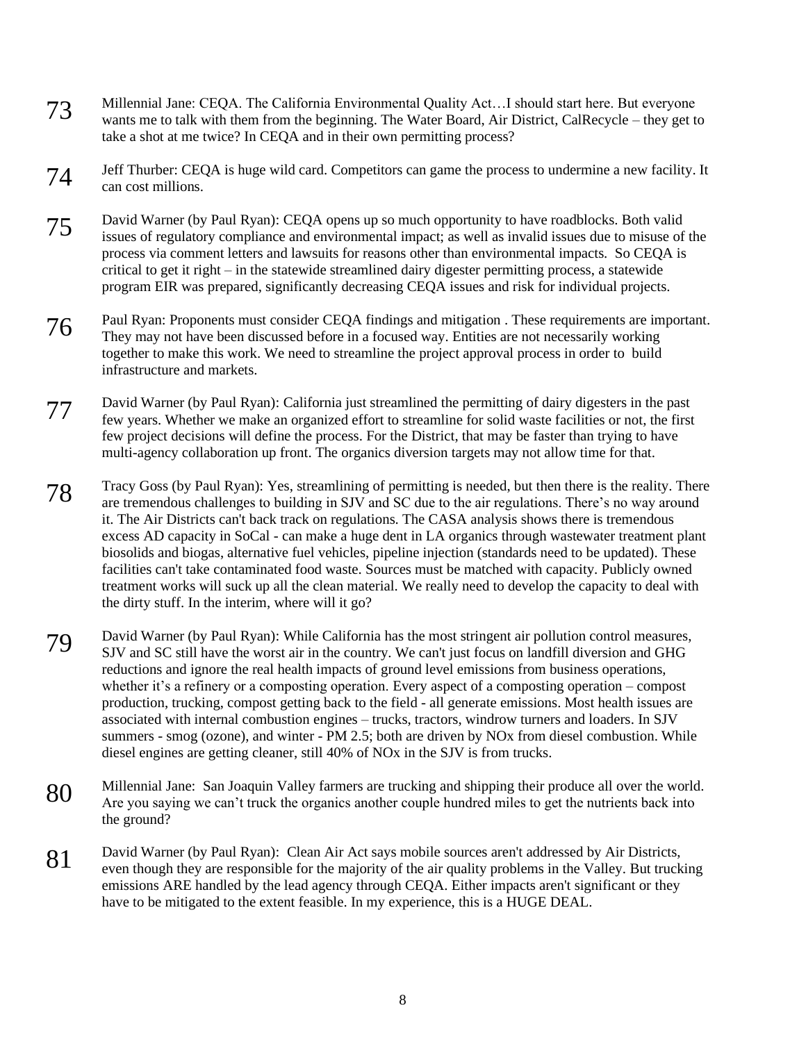73 Millennial Jane: CEQA. The California Environmental Quality Act…I should start here. But everyone wants me to talk with them from the beginning. The Water Board, Air District, CalRecycle – they get to take a shot at me twice? In CEQA and in their own permitting process?

74 Jeff Thurber: CEQA is huge wild card. Competitors can game the process to undermine a new facility. It can cost millions.

75 David Warner (by Paul Ryan): CEQA opens up so much opportunity to have roadblocks. Both valid issues of regulatory compliance and environmental impact; as well as invalid issues due to misuse of the process via comment letters and lawsuits for reasons other than environmental impacts. So CEQA is critical to get it right – in the statewide streamlined dairy digester permitting process, a statewide program EIR was prepared, significantly decreasing CEQA issues and risk for individual projects.

76 Paul Ryan: Proponents must consider CEQA findings and mitigation . These requirements are important. They may not have been discussed before in a focused way. Entities are not necessarily working together to make this work. We need to streamline the project approval process in order to build infrastructure and markets.

77 David Warner (by Paul Ryan): California just streamlined the permitting of dairy digesters in the past few years. Whether we make an organized effort to streamline for solid waste facilities or not, the first few project decisions will define the process. For the District, that may be faster than trying to have multi-agency collaboration up front. The organics diversion targets may not allow time for that.

78 Tracy Goss (by Paul Ryan): Yes, streamlining of permitting is needed, but then there is the reality. There are tremendous challenges to building in SJV and SC due to the air regulations. There's no way around it. The Air Districts can't back track on regulations. The CASA analysis shows there is tremendous excess AD capacity in SoCal - can make a huge dent in LA organics through wastewater treatment plant biosolids and biogas, alternative fuel vehicles, pipeline injection (standards need to be updated). These facilities can't take contaminated food waste. Sources must be matched with capacity. Publicly owned treatment works will suck up all the clean material. We really need to develop the capacity to deal with the dirty stuff. In the interim, where will it go?

79 David Warner (by Paul Ryan): While California has the most stringent air pollution control measures, SJV and SC still have the worst air in the country. We can't just focus on landfill diversion and GHG reductions and ignore the real health impacts of ground level emissions from business operations, whether it's a refinery or a composting operation. Every aspect of a composting operation – compost production, trucking, compost getting back to the field - all generate emissions. Most health issues are associated with internal combustion engines – trucks, tractors, windrow turners and loaders. In SJV summers - smog (ozone), and winter - PM 2.5; both are driven by NOx from diesel combustion. While diesel engines are getting cleaner, still 40% of NOx in the SJV is from trucks.

80 Millennial Jane: San Joaquin Valley farmers are trucking and shipping their produce all over the world. Are you saying we can't truck the organics another couple hundred miles to get the nutrients back into the ground?

81 David Warner (by Paul Ryan): Clean Air Act says mobile sources aren't addressed by Air Districts, even though they are responsible for the majority of the air quality problems in the Valley. But trucking emissions ARE handled by the lead agency through CEQA. Either impacts aren't significant or they have to be mitigated to the extent feasible. In my experience, this is a HUGE DEAL.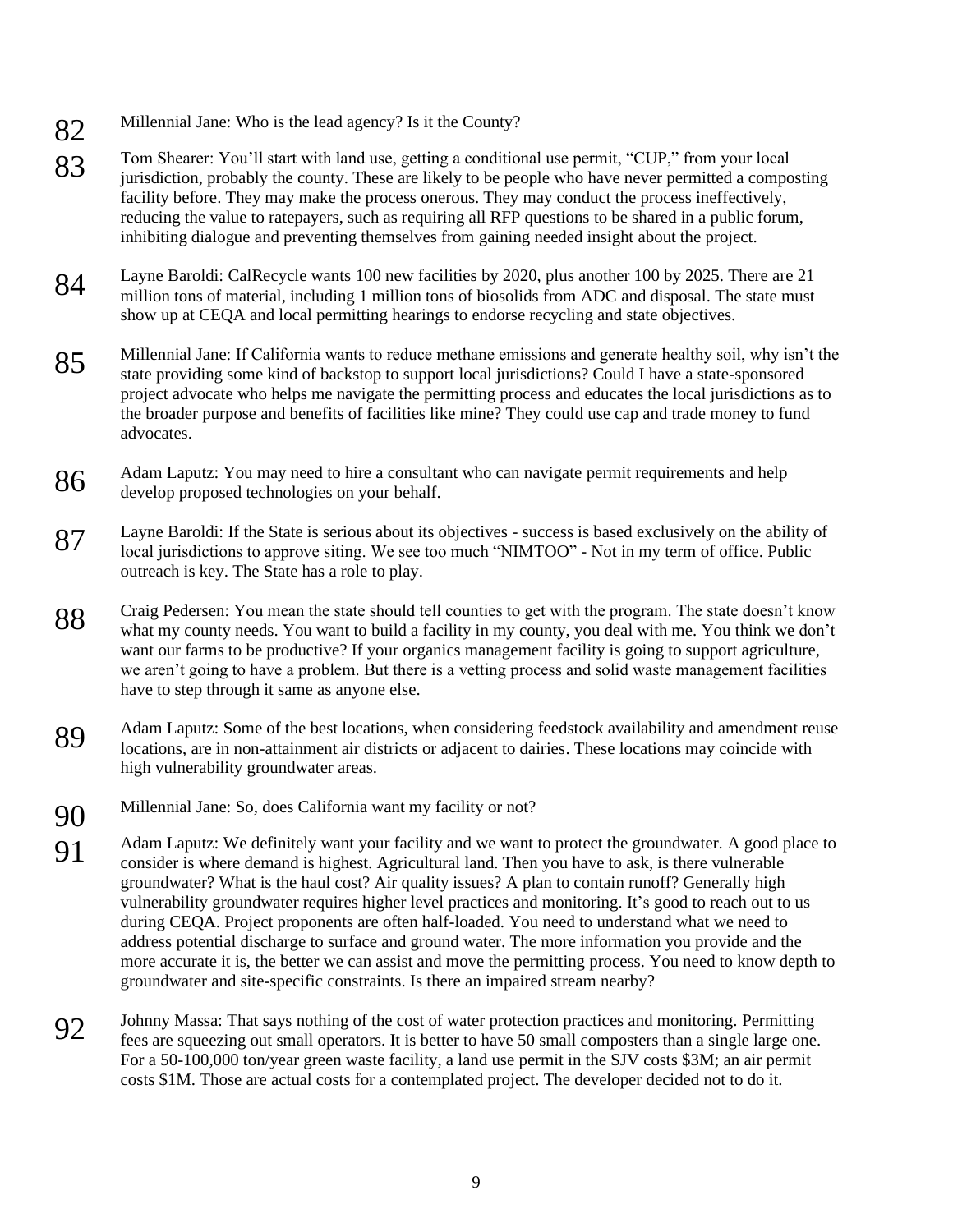82 Millennial Jane: Who is the lead agency? Is it the County?

83 Tom Shearer: You'll start with land use, getting a conditional use permit, "CUP," from your local jurisdiction, probably the county. These are likely to be people who have never permitted a composting facility before. They may make the process onerous. They may conduct the process ineffectively, reducing the value to ratepayers, such as requiring all RFP questions to be shared in a public forum, inhibiting dialogue and preventing themselves from gaining needed insight about the project.

84 Layne Baroldi: CalRecycle wants 100 new facilities by 2020, plus another 100 by 2025. There are 21 million tons of material, including 1 million tons of biosolids from ADC and disposal. The state must show up at CEQA and local permitting hearings to endorse recycling and state objectives.

85 Millennial Jane: If California wants to reduce methane emissions and generate healthy soil, why isn't the state providing some kind of backstop to support local jurisdictions? Could I have a state-sponsored project advocate who helps me navigate the permitting process and educates the local jurisdictions as to the broader purpose and benefits of facilities like mine? They could use cap and trade money to fund advocates.

86 Adam Laputz: You may need to hire a consultant who can navigate permit requirements and help develop proposed technologies on your behalf.

87 Layne Baroldi: If the State is serious about its objectives - success is based exclusively on the ability of local jurisdictions to approve siting. We see too much "NIMTOO" - Not in my term of office. Public outreach is key. The State has a role to play.

88 Craig Pedersen: You mean the state should tell counties to get with the program. The state doesn't know what my county needs. You want to build a facility in my county, you deal with me. You think we don't want our farms to be productive? If your organics management facility is going to support agriculture, we aren't going to have a problem. But there is a vetting process and solid waste management facilities have to step through it same as anyone else.

89 Adam Laputz: Some of the best locations, when considering feedstock availability and amendment reuse locations, are in non-attainment air districts or adjacent to dairies. These locations may coincide with high vulnerability groundwater areas.

90 Millennial Jane: So, does California want my facility or not?

91 Adam Laputz: We definitely want your facility and we want to protect the groundwater. A good place to consider is where demand is highest. Agricultural land. Then you have to ask, is there vulnerable groundwater? What is the haul cost? Air quality issues? A plan to contain runoff? Generally high vulnerability groundwater requires higher level practices and monitoring. It's good to reach out to us during CEQA. Project proponents are often half-loaded. You need to understand what we need to address potential discharge to surface and ground water. The more information you provide and the more accurate it is, the better we can assist and move the permitting process. You need to know depth to groundwater and site-specific constraints. Is there an impaired stream nearby?

92 Johnny Massa: That says nothing of the cost of water protection practices and monitoring. Permitting fees are squeezing out small operators. It is better to have 50 small composters than a single large one. For a 50-100,000 ton/year green waste facility, a land use permit in the SJV costs $3M; an air permit costs $1M. Those are actual costs for a contemplated project. The developer decided not to do it.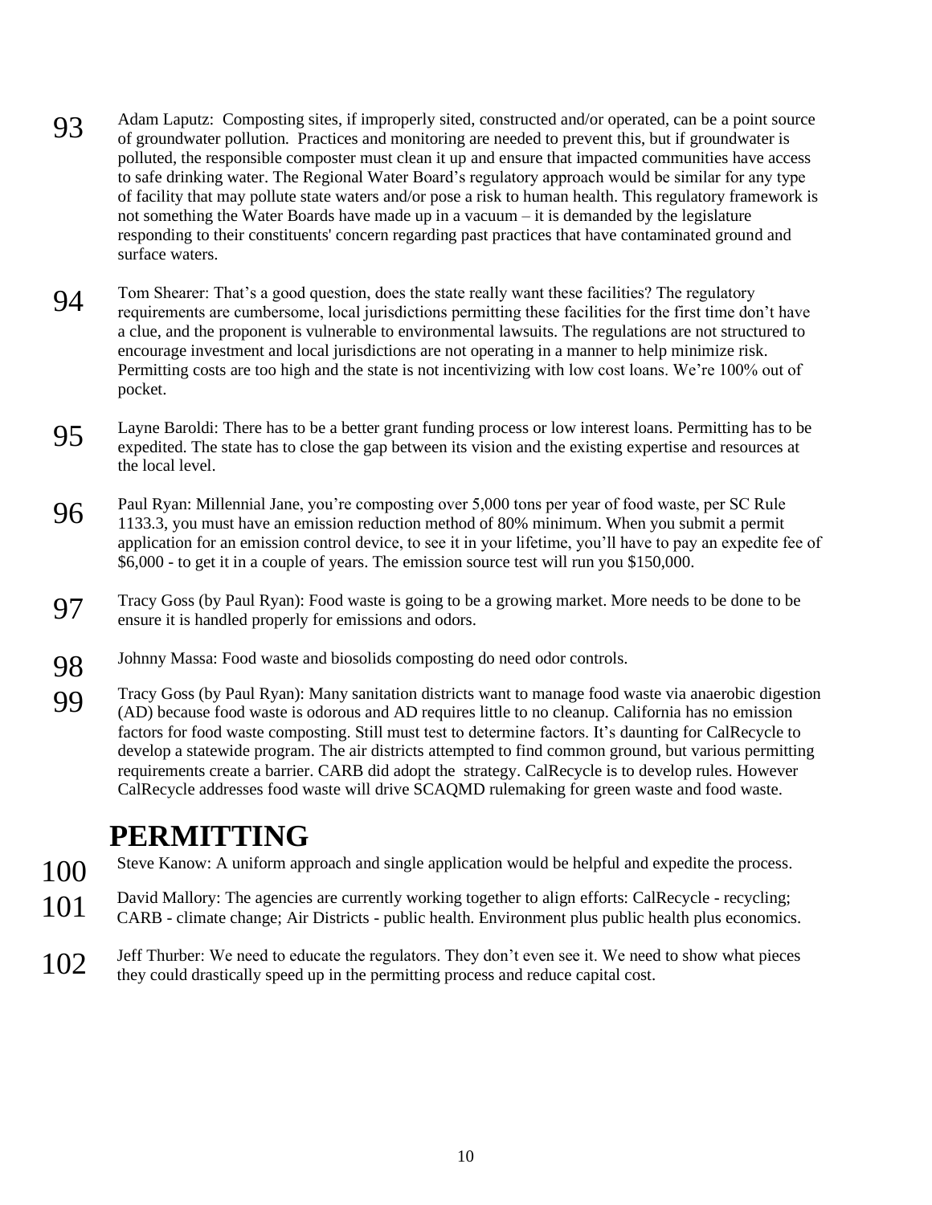93 Adam Laputz: Composting sites, if improperly sited, constructed and/or operated, can be a point source of groundwater pollution. Practices and monitoring are needed to prevent this, but if groundwater is polluted, the responsible composter must clean it up and ensure that impacted communities have access to safe drinking water. The Regional Water Board's regulatory approach would be similar for any type of facility that may pollute state waters and/or pose a risk to human health. This regulatory framework is not something the Water Boards have made up in a vacuum – it is demanded by the legislature responding to their constituents' concern regarding past practices that have contaminated ground and surface waters.

94 Tom Shearer: That's a good question, does the state really want these facilities? The regulatory requirements are cumbersome, local jurisdictions permitting these facilities for the first time don't have a clue, and the proponent is vulnerable to environmental lawsuits. The regulations are not structured to encourage investment and local jurisdictions are not operating in a manner to help minimize risk. Permitting costs are too high and the state is not incentivizing with low cost loans. We're 100% out of pocket.

95 Layne Baroldi: There has to be a better grant funding process or low interest loans. Permitting has to be expedited. The state has to close the gap between its vision and the existing expertise and resources at the local level.

96 Paul Ryan: Millennial Jane, you're composting over 5,000 tons per year of food waste, per SC Rule 1133.3, you must have an emission reduction method of 80% minimum. When you submit a permit application for an emission control device, to see it in your lifetime, you'll have to pay an expedite fee of $6,000 - to get it in a couple of years. The emission source test will run you $150,000.

97 Tracy Goss (by Paul Ryan): Food waste is going to be a growing market. More needs to be done to be ensure it is handled properly for emissions and odors.

98 Johnny Massa: Food waste and biosolids composting do need odor controls.

99 Tracy Goss (by Paul Ryan): Many sanitation districts want to manage food waste via anaerobic digestion (AD) because food waste is odorous and AD requires little to no cleanup. California has no emission factors for food waste composting. Still must test to determine factors. It's daunting for CalRecycle to develop a statewide program. The air districts attempted to find common ground, but various permitting requirements create a barrier. CARB did adopt the strategy. CalRecycle is to develop rules. However CalRecycle addresses food waste will drive SCAQMD rulemaking for green waste and food waste.

# PERMITTING

100 Steve Kanow: A uniform approach and single application would be helpful and expedite the process.

101 David Mallory: The agencies are currently working together to align efforts: CalRecycle - recycling; CARB - climate change; Air Districts - public health. Environment plus public health plus economics.

102 Jeff Thurber: We need to educate the regulators. They don't even see it. We need to show what pieces they could drastically speed up in the permitting process and reduce capital cost.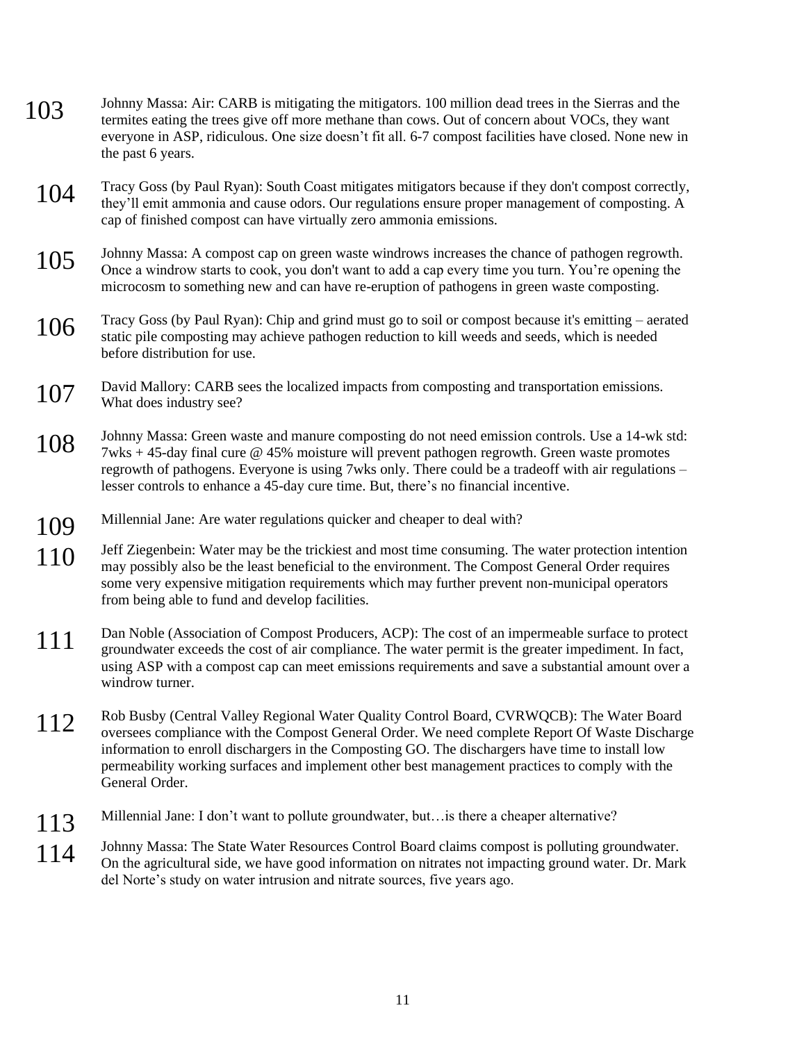103 Johnny Massa: Air: CARB is mitigating the mitigators. 100 million dead trees in the Sierras and the termites eating the trees give off more methane than cows. Out of concern about VOCs, they want everyone in ASP, ridiculous. One size doesn't fit all. 6-7 compost facilities have closed. None new in the past 6 years.

104 Tracy Goss (by Paul Ryan): South Coast mitigates mitigators because if they don't compost correctly, they'll emit ammonia and cause odors. Our regulations ensure proper management of composting. A cap of finished compost can have virtually zero ammonia emissions.

105 Johnny Massa: A compost cap on green waste windrows increases the chance of pathogen regrowth. Once a windrow starts to cook, you don't want to add a cap every time you turn. You're opening the microcosm to something new and can have re-eruption of pathogens in green waste composting.

106 Tracy Goss (by Paul Ryan): Chip and grind must go to soil or compost because it's emitting – aerated static pile composting may achieve pathogen reduction to kill weeds and seeds, which is needed before distribution for use.

107 David Mallory: CARB sees the localized impacts from composting and transportation emissions. What does industry see?

108 Johnny Massa: Green waste and manure composting do not need emission controls. Use a 14-wk std: 7wks + 45-day final cure @ 45% moisture will prevent pathogen regrowth. Green waste promotes regrowth of pathogens. Everyone is using 7wks only. There could be a tradeoff with air regulations – lesser controls to enhance a 45-day cure time. But, there's no financial incentive.

109 Millennial Jane: Are water regulations quicker and cheaper to deal with?

110 Jeff Ziegenbein: Water may be the trickiest and most time consuming. The water protection intention may possibly also be the least beneficial to the environment. The Compost General Order requires some very expensive mitigation requirements which may further prevent non-municipal operators from being able to fund and develop facilities.

111 Dan Noble (Association of Compost Producers, ACP): The cost of an impermeable surface to protect groundwater exceeds the cost of air compliance. The water permit is the greater impediment. In fact, using ASP with a compost cap can meet emissions requirements and save a substantial amount over a windrow turner.

112 Rob Busby (Central Valley Regional Water Quality Control Board, CVRWQCB): The Water Board oversees compliance with the Compost General Order. We need complete Report Of Waste Discharge information to enroll dischargers in the Composting GO. The dischargers have time to install low permeability working surfaces and implement other best management practices to comply with the General Order.

113 Millennial Jane: I don't want to pollute groundwater, but…is there a cheaper alternative?

114 Johnny Massa: The State Water Resources Control Board claims compost is polluting groundwater. On the agricultural side, we have good information on nitrates not impacting ground water. Dr. Mark del Norte's study on water intrusion and nitrate sources, five years ago.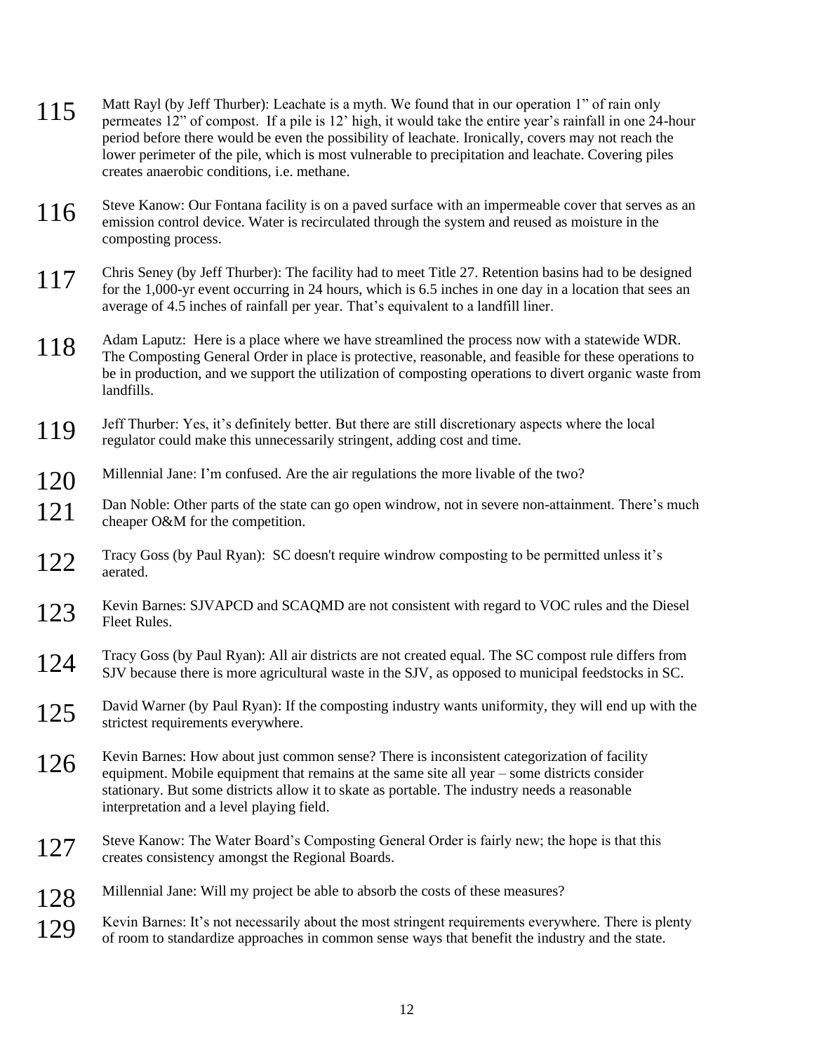115 Matt Rayl (by Jeff Thurber): Leachate is a myth. We found that in our operation 1" of rain only permeates 12" of compost. If a pile is 12' high, it would take the entire year's rainfall in one 24-hour period before there would be even the possibility of leachate. Ironically, covers may not reach the lower perimeter of the pile, which is most vulnerable to precipitation and leachate. Covering piles creates anaerobic conditions, i.e. methane.

116 Steve Kanow: Our Fontana facility is on a paved surface with an impermeable cover that serves as an emission control device. Water is recirculated through the system and reused as moisture in the composting process.

117 Chris Seney (by Jeff Thurber): The facility had to meet Title 27. Retention basins had to be designed for the 1,000-yr event occurring in 24 hours, which is 6.5 inches in one day in a location that sees an average of 4.5 inches of rainfall per year. That's equivalent to a landfill liner.

118 Adam Laputz: Here is a place where we have streamlined the process now with a statewide WDR. The Composting General Order in place is protective, reasonable, and feasible for these operations to be in production, and we support the utilization of composting operations to divert organic waste from landfills.

119 Jeff Thurber: Yes, it's definitely better. But there are still discretionary aspects where the local regulator could make this unnecessarily stringent, adding cost and time.

120 Millennial Jane: I'm confused. Are the air regulations the more livable of the two?

121 Dan Noble: Other parts of the state can go open windrow, not in severe non-attainment. There's much cheaper O&M for the competition.

122 Tracy Goss (by Paul Ryan): SC doesn't require windrow composting to be permitted unless it's aerated.

123 Kevin Barnes: SJVAPCD and SCAQMD are not consistent with regard to VOC rules and the Diesel Fleet Rules.

124 Tracy Goss (by Paul Ryan): All air districts are not created equal. The SC compost rule differs from SJV because there is more agricultural waste in the SJV, as opposed to municipal feedstocks in SC.

125 David Warner (by Paul Ryan): If the composting industry wants uniformity, they will end up with the strictest requirements everywhere.

126 Kevin Barnes: How about just common sense? There is inconsistent categorization of facility equipment. Mobile equipment that remains at the same site all year – some districts consider stationary. But some districts allow it to skate as portable. The industry needs a reasonable interpretation and a level playing field.

127 Steve Kanow: The Water Board's Composting General Order is fairly new; the hope is that this creates consistency amongst the Regional Boards.

128 Millennial Jane: Will my project be able to absorb the costs of these measures?

129 Kevin Barnes: It's not necessarily about the most stringent requirements everywhere. There is plenty of room to standardize approaches in common sense ways that benefit the industry and the state.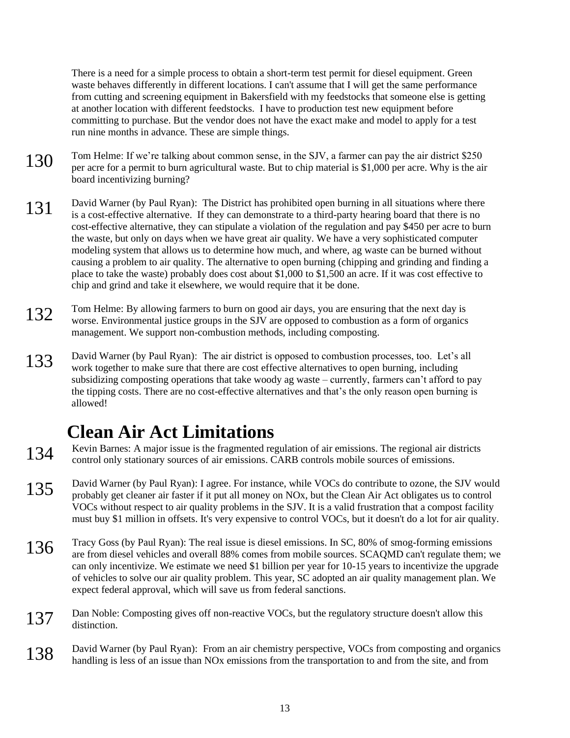There is a need for a simple process to obtain a short-term test permit for diesel equipment. Green waste behaves differently in different locations. I can't assume that I will get the same performance from cutting and screening equipment in Bakersfield with my feedstocks that someone else is getting at another location with different feedstocks. I have to production test new equipment before committing to purchase. But the vendor does not have the exact make and model to apply for a test run nine months in advance. These are simple things.

130 Tom Helme: If we're talking about common sense, in the SJV, a farmer can pay the air district $250 per acre for a permit to burn agricultural waste. But to chip material is $1,000 per acre. Why is the air board incentivizing burning?

131 David Warner (by Paul Ryan): The District has prohibited open burning in all situations where there is a cost-effective alternative. If they can demonstrate to a third-party hearing board that there is no cost-effective alternative, they can stipulate a violation of the regulation and pay $450 per acre to burn the waste, but only on days when we have great air quality. We have a very sophisticated computer modeling system that allows us to determine how much, and where, ag waste can be burned without causing a problem to air quality. The alternative to open burning (chipping and grinding and finding a place to take the waste) probably does cost about $1,000 to $1,500 an acre. If it was cost effective to chip and grind and take it elsewhere, we would require that it be done.

132 Tom Helme: By allowing farmers to burn on good air days, you are ensuring that the next day is worse. Environmental justice groups in the SJV are opposed to combustion as a form of organics management. We support non-combustion methods, including composting.

133 David Warner (by Paul Ryan): The air district is opposed to combustion processes, too. Let's all work together to make sure that there are cost effective alternatives to open burning, including subsidizing composting operations that take woody ag waste – currently, farmers can't afford to pay the tipping costs. There are no cost-effective alternatives and that's the only reason open burning is allowed!

## Clean Air Act Limitations

134 Kevin Barnes: A major issue is the fragmented regulation of air emissions. The regional air districts control only stationary sources of air emissions. CARB controls mobile sources of emissions.

135 David Warner (by Paul Ryan): I agree. For instance, while VOCs do contribute to ozone, the SJV would probably get cleaner air faster if it put all money on NOx, but the Clean Air Act obligates us to control VOCs without respect to air quality problems in the SJV. It is a valid frustration that a compost facility must buy $1 million in offsets. It's very expensive to control VOCs, but it doesn't do a lot for air quality.

136 Tracy Goss (by Paul Ryan): The real issue is diesel emissions. In SC, 80% of smog-forming emissions are from diesel vehicles and overall 88% comes from mobile sources. SCAQMD can't regulate them; we can only incentivize. We estimate we need $1 billion per year for 10-15 years to incentivize the upgrade of vehicles to solve our air quality problem. This year, SC adopted an air quality management plan. We expect federal approval, which will save us from federal sanctions.

137 Dan Noble: Composting gives off non-reactive VOCs, but the regulatory structure doesn't allow this distinction.

138 David Warner (by Paul Ryan): From an air chemistry perspective, VOCs from composting and organics handling is less of an issue than NOx emissions from the transportation to and from the site, and from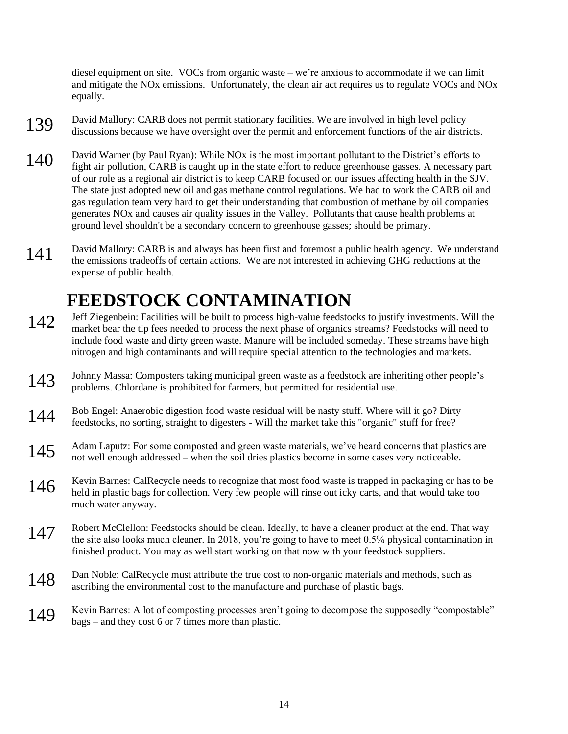diesel equipment on site. VOCs from organic waste – we're anxious to accommodate if we can limit and mitigate the NOx emissions. Unfortunately, the clean air act requires us to regulate VOCs and NOx equally.

139 David Mallory: CARB does not permit stationary facilities. We are involved in high level policy discussions because we have oversight over the permit and enforcement functions of the air districts.

140 David Warner (by Paul Ryan): While NOx is the most important pollutant to the District's efforts to fight air pollution, CARB is caught up in the state effort to reduce greenhouse gasses. A necessary part of our role as a regional air district is to keep CARB focused on our issues affecting health in the SJV. The state just adopted new oil and gas methane control regulations. We had to work the CARB oil and gas regulation team very hard to get their understanding that combustion of methane by oil companies generates NOx and causes air quality issues in the Valley. Pollutants that cause health problems at ground level shouldn't be a secondary concern to greenhouse gasses; should be primary.

141 David Mallory: CARB is and always has been first and foremost a public health agency. We understand the emissions tradeoffs of certain actions. We are not interested in achieving GHG reductions at the expense of public health.

# FEEDSTOCK CONTAMINATION

142 Jeff Ziegenbein: Facilities will be built to process high-value feedstocks to justify investments. Will the market bear the tip fees needed to process the next phase of organics streams? Feedstocks will need to include food waste and dirty green waste. Manure will be included someday. These streams have high nitrogen and high contaminants and will require special attention to the technologies and markets.

143 Johnny Massa: Composters taking municipal green waste as a feedstock are inheriting other people's problems. Chlordane is prohibited for farmers, but permitted for residential use.

144 Bob Engel: Anaerobic digestion food waste residual will be nasty stuff. Where will it go? Dirty feedstocks, no sorting, straight to digesters - Will the market take this "organic" stuff for free?

145 Adam Laputz: For some composted and green waste materials, we've heard concerns that plastics are not well enough addressed – when the soil dries plastics become in some cases very noticeable.

146 Kevin Barnes: CalRecycle needs to recognize that most food waste is trapped in packaging or has to be held in plastic bags for collection. Very few people will rinse out icky carts, and that would take too much water anyway.

147 Robert McClellon: Feedstocks should be clean. Ideally, to have a cleaner product at the end. That way the site also looks much cleaner. In 2018, you're going to have to meet 0.5% physical contamination in finished product. You may as well start working on that now with your feedstock suppliers.

148 Dan Noble: CalRecycle must attribute the true cost to non-organic materials and methods, such as ascribing the environmental cost to the manufacture and purchase of plastic bags.

149 Kevin Barnes: A lot of composting processes aren't going to decompose the supposedly "compostable" bags – and they cost 6 or 7 times more than plastic.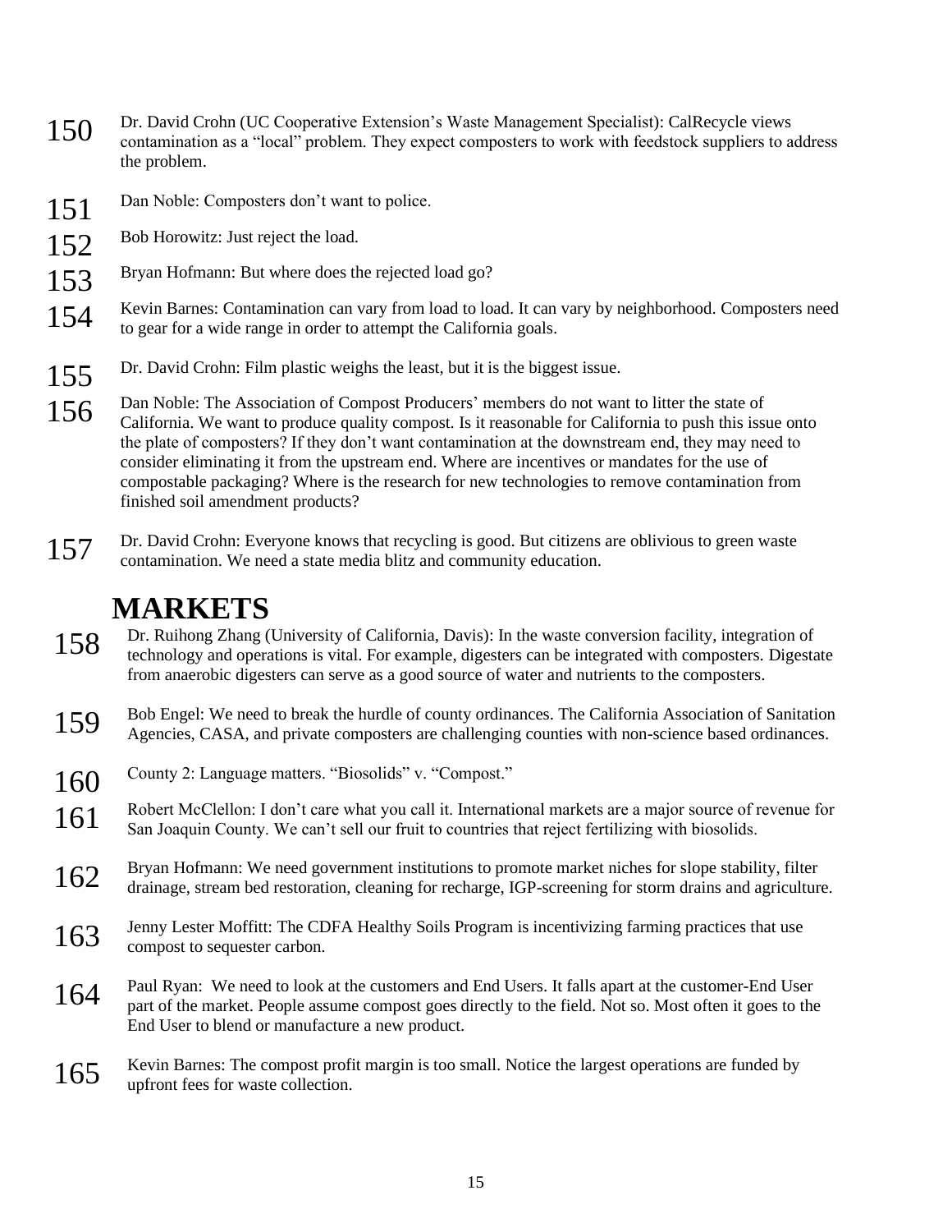150 Dr. David Crohn (UC Cooperative Extension's Waste Management Specialist): CalRecycle views contamination as a "local" problem. They expect composters to work with feedstock suppliers to address the problem.

151 Dan Noble: Composters don't want to police.

152 Bob Horowitz: Just reject the load.

153 Bryan Hofmann: But where does the rejected load go?

154 Kevin Barnes: Contamination can vary from load to load. It can vary by neighborhood. Composters need to gear for a wide range in order to attempt the California goals.

155 Dr. David Crohn: Film plastic weighs the least, but it is the biggest issue.

156 Dan Noble: The Association of Compost Producers' members do not want to litter the state of California. We want to produce quality compost. Is it reasonable for California to push this issue onto the plate of composters? If they don't want contamination at the downstream end, they may need to consider eliminating it from the upstream end. Where are incentives or mandates for the use of compostable packaging? Where is the research for new technologies to remove contamination from finished soil amendment products?

157 Dr. David Crohn: Everyone knows that recycling is good. But citizens are oblivious to green waste contamination. We need a state media blitz and community education.

# MARKETS

158 Dr. Ruihong Zhang (University of California, Davis): In the waste conversion facility, integration of technology and operations is vital. For example, digesters can be integrated with composters. Digestate from anaerobic digesters can serve as a good source of water and nutrients to the composters.

159 Bob Engel: We need to break the hurdle of county ordinances. The California Association of Sanitation Agencies, CASA, and private composters are challenging counties with non-science based ordinances.

160 County 2: Language matters. "Biosolids" v. "Compost."

161 Robert McClellon: I don't care what you call it. International markets are a major source of revenue for San Joaquin County. We can't sell our fruit to countries that reject fertilizing with biosolids.

162 Bryan Hofmann: We need government institutions to promote market niches for slope stability, filter drainage, stream bed restoration, cleaning for recharge, IGP-screening for storm drains and agriculture.

163 Jenny Lester Moffitt: The CDFA Healthy Soils Program is incentivizing farming practices that use compost to sequester carbon.

164 Paul Ryan: We need to look at the customers and End Users. It falls apart at the customer-End User part of the market. People assume compost goes directly to the field. Not so. Most often it goes to the End User to blend or manufacture a new product.

165 Kevin Barnes: The compost profit margin is too small. Notice the largest operations are funded by upfront fees for waste collection.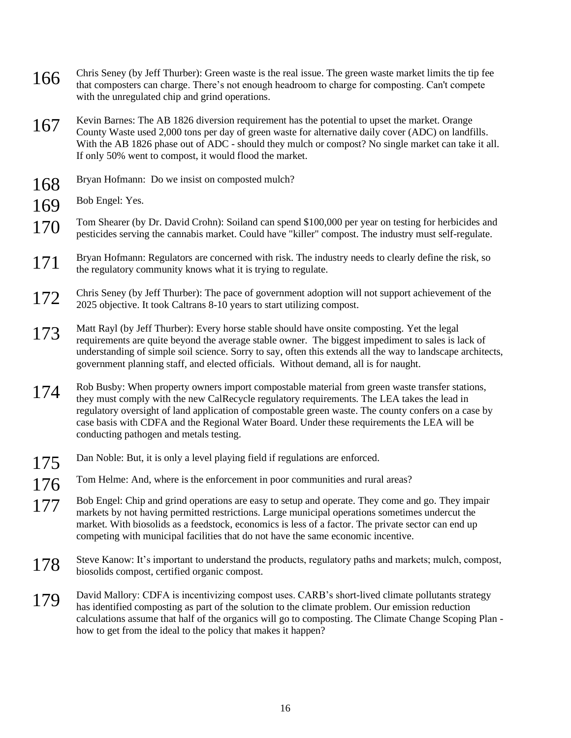166 Chris Seney (by Jeff Thurber): Green waste is the real issue. The green waste market limits the tip fee that composters can charge. There's not enough headroom to charge for composting. Can't compete with the unregulated chip and grind operations.

167 Kevin Barnes: The AB 1826 diversion requirement has the potential to upset the market. Orange County Waste used 2,000 tons per day of green waste for alternative daily cover (ADC) on landfills. With the AB 1826 phase out of ADC - should they mulch or compost? No single market can take it all. If only 50% went to compost, it would flood the market.

168 Bryan Hofmann: Do we insist on composted mulch?

169 Bob Engel: Yes.

170 Tom Shearer (by Dr. David Crohn): Soiland can spend $100,000 per year on testing for herbicides and pesticides serving the cannabis market. Could have "killer" compost. The industry must self-regulate.

171 Bryan Hofmann: Regulators are concerned with risk. The industry needs to clearly define the risk, so the regulatory community knows what it is trying to regulate.

172 Chris Seney (by Jeff Thurber): The pace of government adoption will not support achievement of the 2025 objective. It took Caltrans 8-10 years to start utilizing compost.

173 Matt Rayl (by Jeff Thurber): Every horse stable should have onsite composting. Yet the legal requirements are quite beyond the average stable owner. The biggest impediment to sales is lack of understanding of simple soil science. Sorry to say, often this extends all the way to landscape architects, government planning staff, and elected officials. Without demand, all is for naught.

174 Rob Busby: When property owners import compostable material from green waste transfer stations, they must comply with the new CalRecycle regulatory requirements. The LEA takes the lead in regulatory oversight of land application of compostable green waste. The county confers on a case by case basis with CDFA and the Regional Water Board. Under these requirements the LEA will be conducting pathogen and metals testing.

175 Dan Noble: But, it is only a level playing field if regulations are enforced.

176 Tom Helme: And, where is the enforcement in poor communities and rural areas?

177 Bob Engel: Chip and grind operations are easy to setup and operate. They come and go. They impair markets by not having permitted restrictions. Large municipal operations sometimes undercut the market. With biosolids as a feedstock, economics is less of a factor. The private sector can end up competing with municipal facilities that do not have the same economic incentive.

178 Steve Kanow: It's important to understand the products, regulatory paths and markets; mulch, compost, biosolids compost, certified organic compost.

179 David Mallory: CDFA is incentivizing compost uses. CARB's short-lived climate pollutants strategy has identified composting as part of the solution to the climate problem. Our emission reduction calculations assume that half of the organics will go to composting. The Climate Change Scoping Plan - how to get from the ideal to the policy that makes it happen?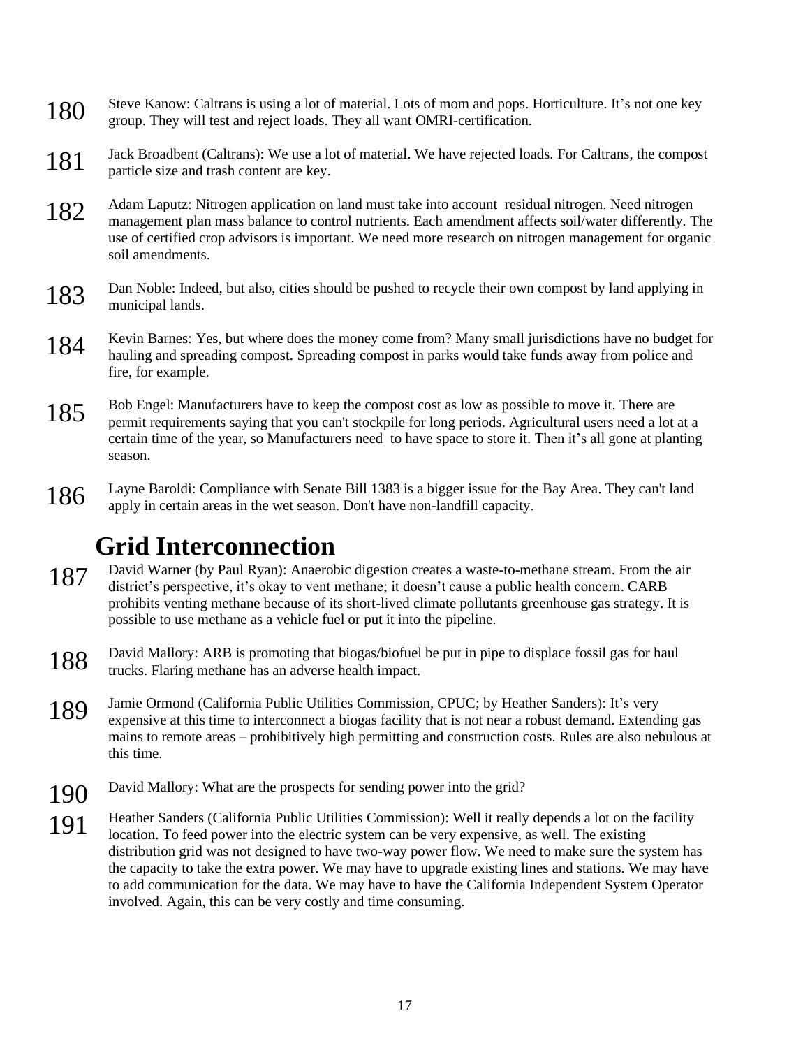180 Steve Kanow: Caltrans is using a lot of material. Lots of mom and pops. Horticulture. It's not one key group. They will test and reject loads. They all want OMRI-certification.

181 Jack Broadbent (Caltrans): We use a lot of material. We have rejected loads. For Caltrans, the compost particle size and trash content are key.

182 Adam Laputz: Nitrogen application on land must take into account residual nitrogen. Need nitrogen management plan mass balance to control nutrients. Each amendment affects soil/water differently. The use of certified crop advisors is important. We need more research on nitrogen management for organic soil amendments.

183 Dan Noble: Indeed, but also, cities should be pushed to recycle their own compost by land applying in municipal lands.

184 Kevin Barnes: Yes, but where does the money come from? Many small jurisdictions have no budget for hauling and spreading compost. Spreading compost in parks would take funds away from police and fire, for example.

185 Bob Engel: Manufacturers have to keep the compost cost as low as possible to move it. There are permit requirements saying that you can't stockpile for long periods. Agricultural users need a lot at a certain time of the year, so Manufacturers need to have space to store it. Then it's all gone at planting season.

186 Layne Baroldi: Compliance with Senate Bill 1383 is a bigger issue for the Bay Area. They can't land apply in certain areas in the wet season. Don't have non-landfill capacity.

## Grid Interconnection

187 David Warner (by Paul Ryan): Anaerobic digestion creates a waste-to-methane stream. From the air district's perspective, it's okay to vent methane; it doesn't cause a public health concern. CARB prohibits venting methane because of its short-lived climate pollutants greenhouse gas strategy. It is possible to use methane as a vehicle fuel or put it into the pipeline.

188 David Mallory: ARB is promoting that biogas/biofuel be put in pipe to displace fossil gas for haul trucks. Flaring methane has an adverse health impact.

189 Jamie Ormond (California Public Utilities Commission, CPUC; by Heather Sanders): It's very expensive at this time to interconnect a biogas facility that is not near a robust demand. Extending gas mains to remote areas – prohibitively high permitting and construction costs. Rules are also nebulous at this time.

190 David Mallory: What are the prospects for sending power into the grid?

191 Heather Sanders (California Public Utilities Commission): Well it really depends a lot on the facility location. To feed power into the electric system can be very expensive, as well. The existing distribution grid was not designed to have two-way power flow. We need to make sure the system has the capacity to take the extra power. We may have to upgrade existing lines and stations. We may have to add communication for the data. We may have to have the California Independent System Operator involved. Again, this can be very costly and time consuming.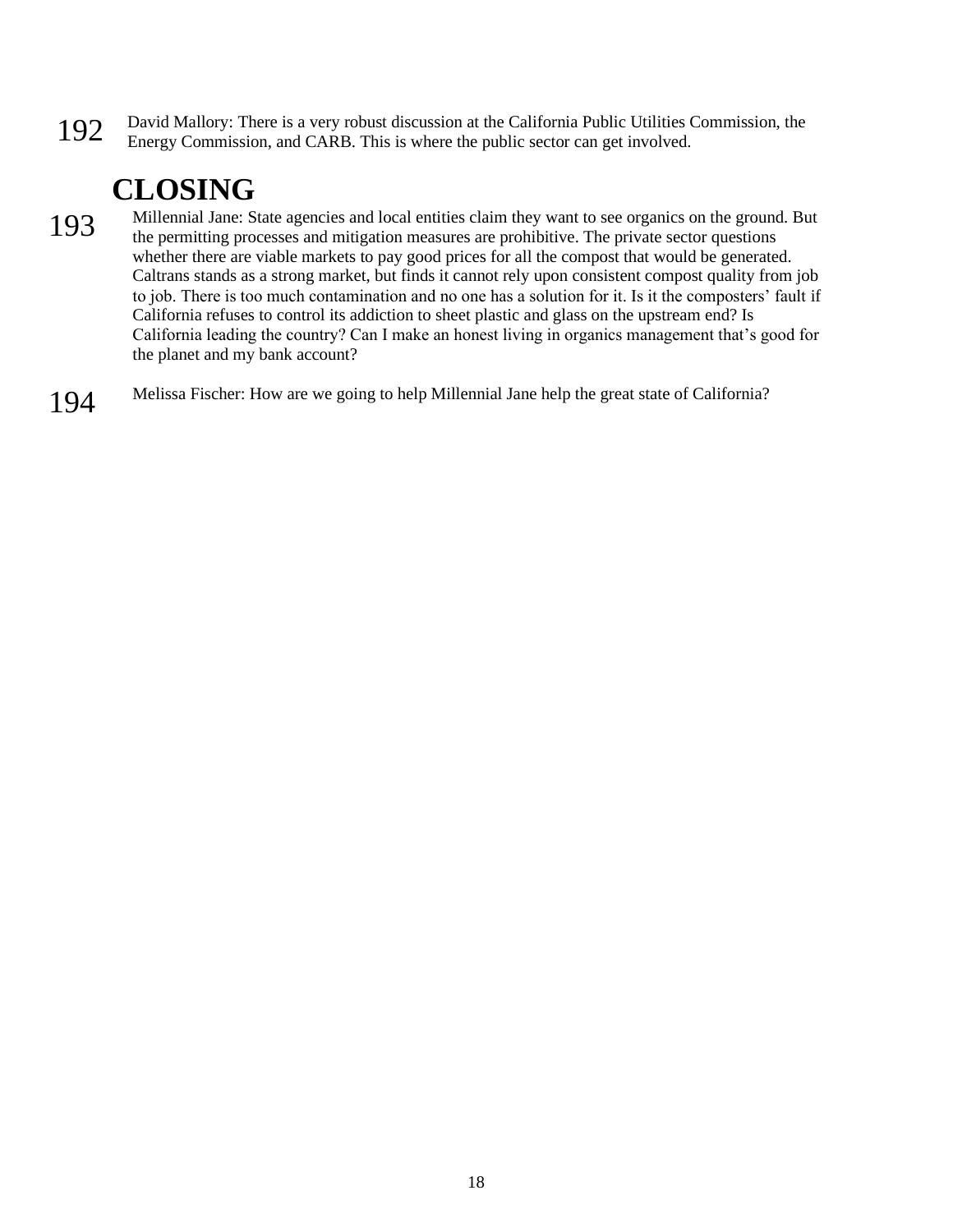192 David Mallory: There is a very robust discussion at the California Public Utilities Commission, the Energy Commission, and CARB. This is where the public sector can get involved.

# CLOSING

193 Millennial Jane: State agencies and local entities claim they want to see organics on the ground. But the permitting processes and mitigation measures are prohibitive. The private sector questions whether there are viable markets to pay good prices for all the compost that would be generated. Caltrans stands as a strong market, but finds it cannot rely upon consistent compost quality from job to job. There is too much contamination and no one has a solution for it. Is it the composters' fault if California refuses to control its addiction to sheet plastic and glass on the upstream end? Is California leading the country? Can I make an honest living in organics management that's good for the planet and my bank account?

194 Melissa Fischer: How are we going to help Millennial Jane help the great state of California?